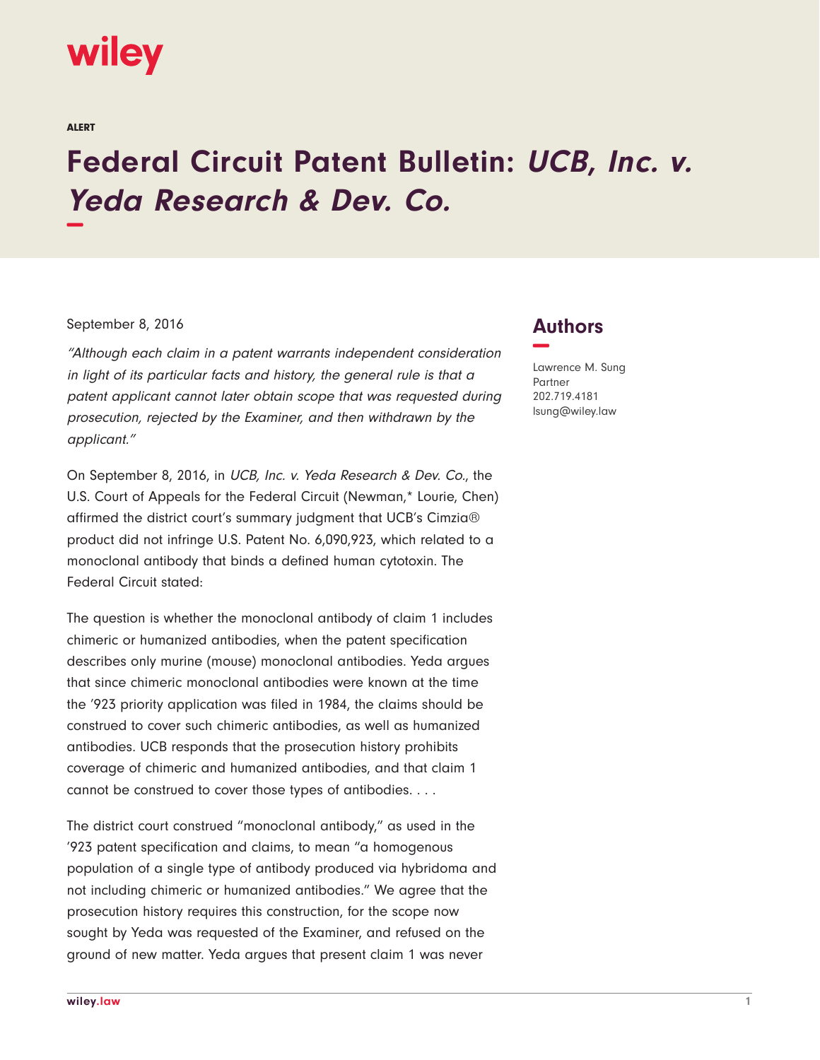wiley

ALERT

# Federal Circuit Patent Bulletin: *UCB, Inc. v. Yeda Research & Dev. Co.*

September 8, 2016

## Authors

Lawrence M. Sung
Partner
202.719.4181
lsung@wiley.law

*"Although each claim in a patent warrants independent consideration in light of its particular facts and history, the general rule is that a patent applicant cannot later obtain scope that was requested during prosecution, rejected by the Examiner, and then withdrawn by the applicant."*

On September 8, 2016, in *UCB, Inc. v. Yeda Research & Dev. Co.*, the U.S. Court of Appeals for the Federal Circuit (Newman,* Lourie, Chen) affirmed the district court's summary judgment that UCB's Cimzia® product did not infringe U.S. Patent No. 6,090,923, which related to a monoclonal antibody that binds a defined human cytotoxin. The Federal Circuit stated:

The question is whether the monoclonal antibody of claim 1 includes chimeric or humanized antibodies, when the patent specification describes only murine (mouse) monoclonal antibodies. Yeda argues that since chimeric monoclonal antibodies were known at the time the '923 priority application was filed in 1984, the claims should be construed to cover such chimeric antibodies, as well as humanized antibodies. UCB responds that the prosecution history prohibits coverage of chimeric and humanized antibodies, and that claim 1 cannot be construed to cover those types of antibodies. . . .

The district court construed "monoclonal antibody," as used in the '923 patent specification and claims, to mean "a homogenous population of a single type of antibody produced via hybridoma and not including chimeric or humanized antibodies." We agree that the prosecution history requires this construction, for the scope now sought by Yeda was requested of the Examiner, and refused on the ground of new matter. Yeda argues that present claim 1 was never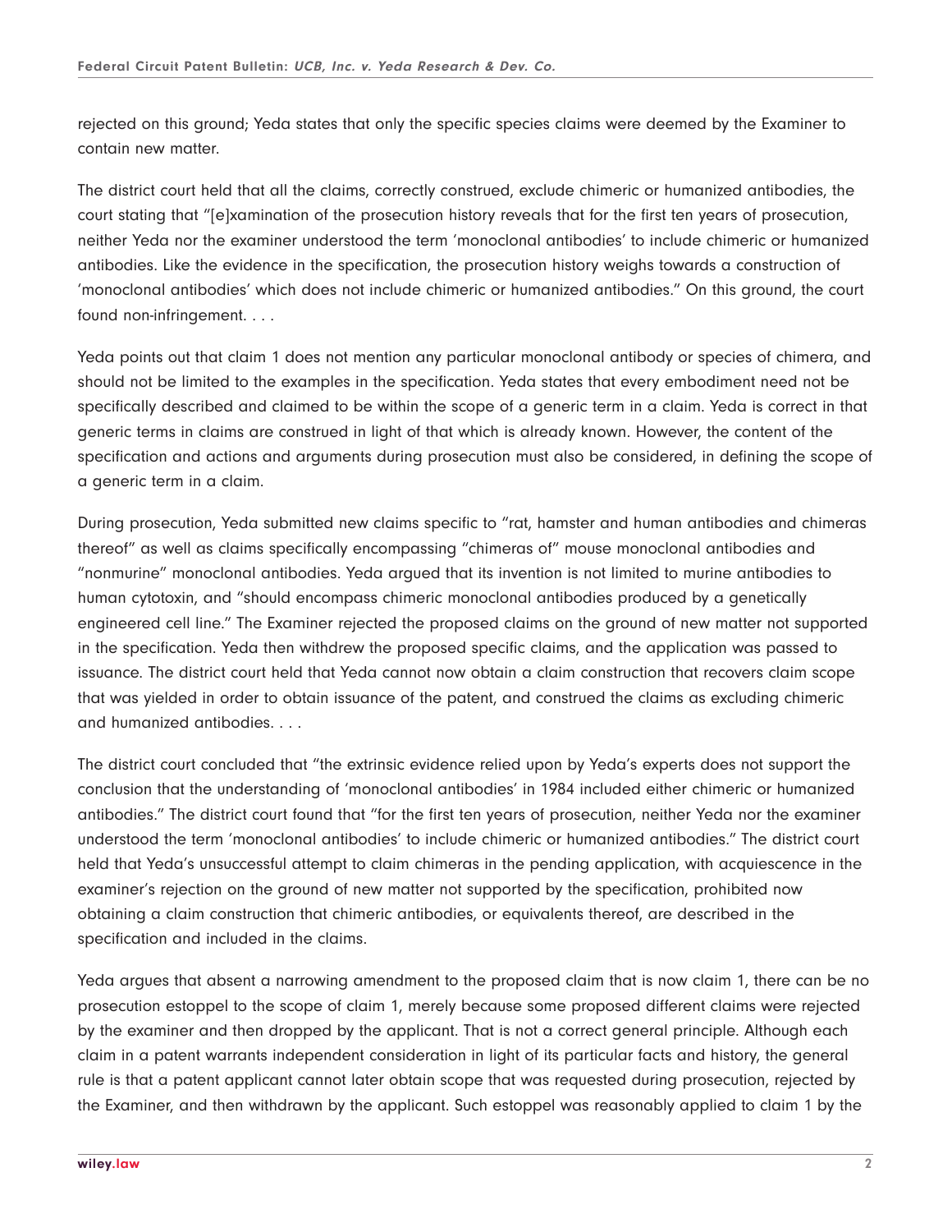rejected on this ground; Yeda states that only the specific species claims were deemed by the Examiner to contain new matter.

The district court held that all the claims, correctly construed, exclude chimeric or humanized antibodies, the court stating that "[e]xamination of the prosecution history reveals that for the first ten years of prosecution, neither Yeda nor the examiner understood the term 'monoclonal antibodies' to include chimeric or humanized antibodies. Like the evidence in the specification, the prosecution history weighs towards a construction of 'monoclonal antibodies' which does not include chimeric or humanized antibodies." On this ground, the court found non-infringement. . . .

Yeda points out that claim 1 does not mention any particular monoclonal antibody or species of chimera, and should not be limited to the examples in the specification. Yeda states that every embodiment need not be specifically described and claimed to be within the scope of a generic term in a claim. Yeda is correct in that generic terms in claims are construed in light of that which is already known. However, the content of the specification and actions and arguments during prosecution must also be considered, in defining the scope of a generic term in a claim.

During prosecution, Yeda submitted new claims specific to "rat, hamster and human antibodies and chimeras thereof" as well as claims specifically encompassing "chimeras of" mouse monoclonal antibodies and "nonmurine" monoclonal antibodies. Yeda argued that its invention is not limited to murine antibodies to human cytotoxin, and "should encompass chimeric monoclonal antibodies produced by a genetically engineered cell line." The Examiner rejected the proposed claims on the ground of new matter not supported in the specification. Yeda then withdrew the proposed specific claims, and the application was passed to issuance. The district court held that Yeda cannot now obtain a claim construction that recovers claim scope that was yielded in order to obtain issuance of the patent, and construed the claims as excluding chimeric and humanized antibodies. . . .

The district court concluded that "the extrinsic evidence relied upon by Yeda's experts does not support the conclusion that the understanding of 'monoclonal antibodies' in 1984 included either chimeric or humanized antibodies." The district court found that "for the first ten years of prosecution, neither Yeda nor the examiner understood the term 'monoclonal antibodies' to include chimeric or humanized antibodies." The district court held that Yeda's unsuccessful attempt to claim chimeras in the pending application, with acquiescence in the examiner's rejection on the ground of new matter not supported by the specification, prohibited now obtaining a claim construction that chimeric antibodies, or equivalents thereof, are described in the specification and included in the claims.

Yeda argues that absent a narrowing amendment to the proposed claim that is now claim 1, there can be no prosecution estoppel to the scope of claim 1, merely because some proposed different claims were rejected by the examiner and then dropped by the applicant. That is not a correct general principle. Although each claim in a patent warrants independent consideration in light of its particular facts and history, the general rule is that a patent applicant cannot later obtain scope that was requested during prosecution, rejected by the Examiner, and then withdrawn by the applicant. Such estoppel was reasonably applied to claim 1 by the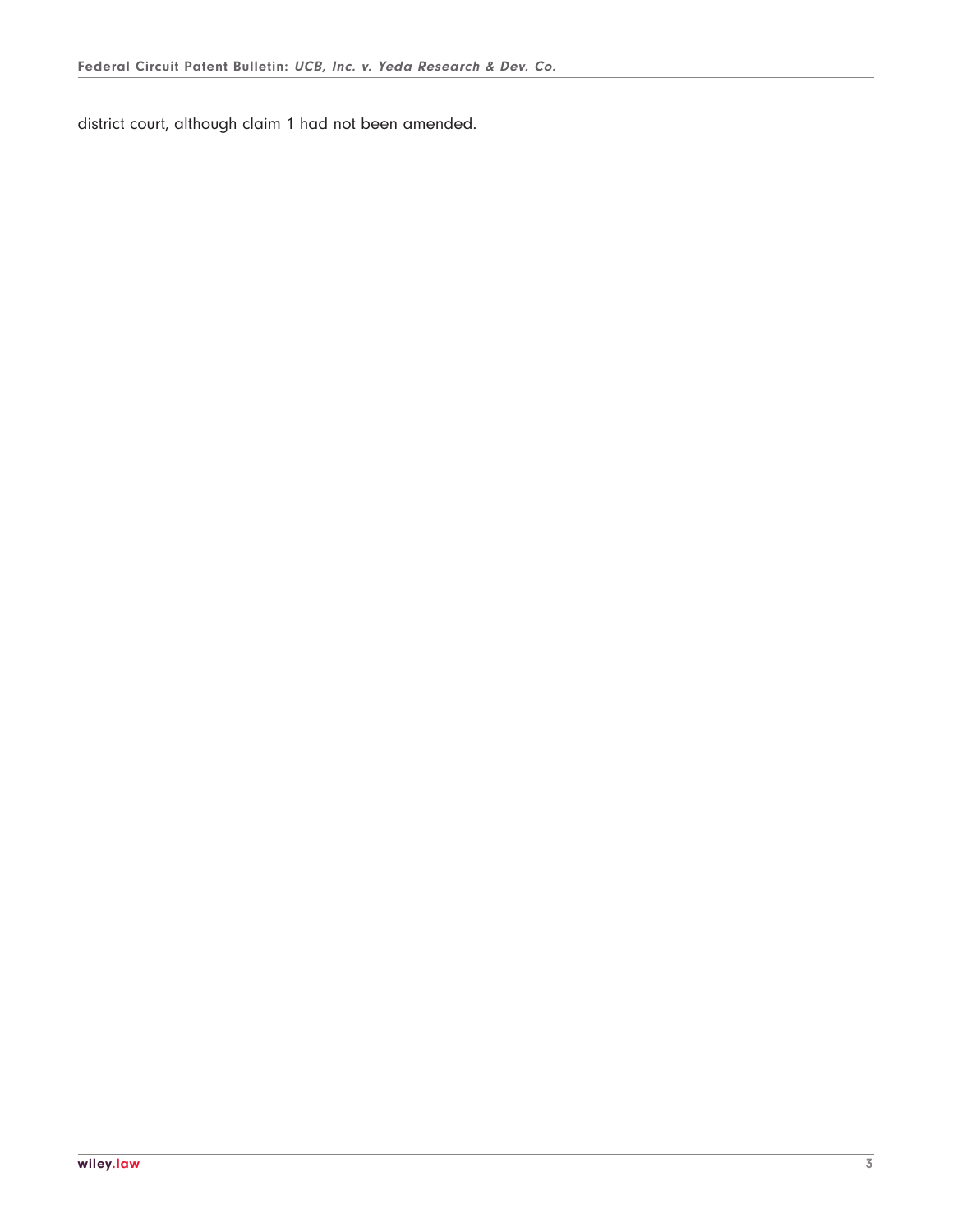district court, although claim 1 had not been amended.